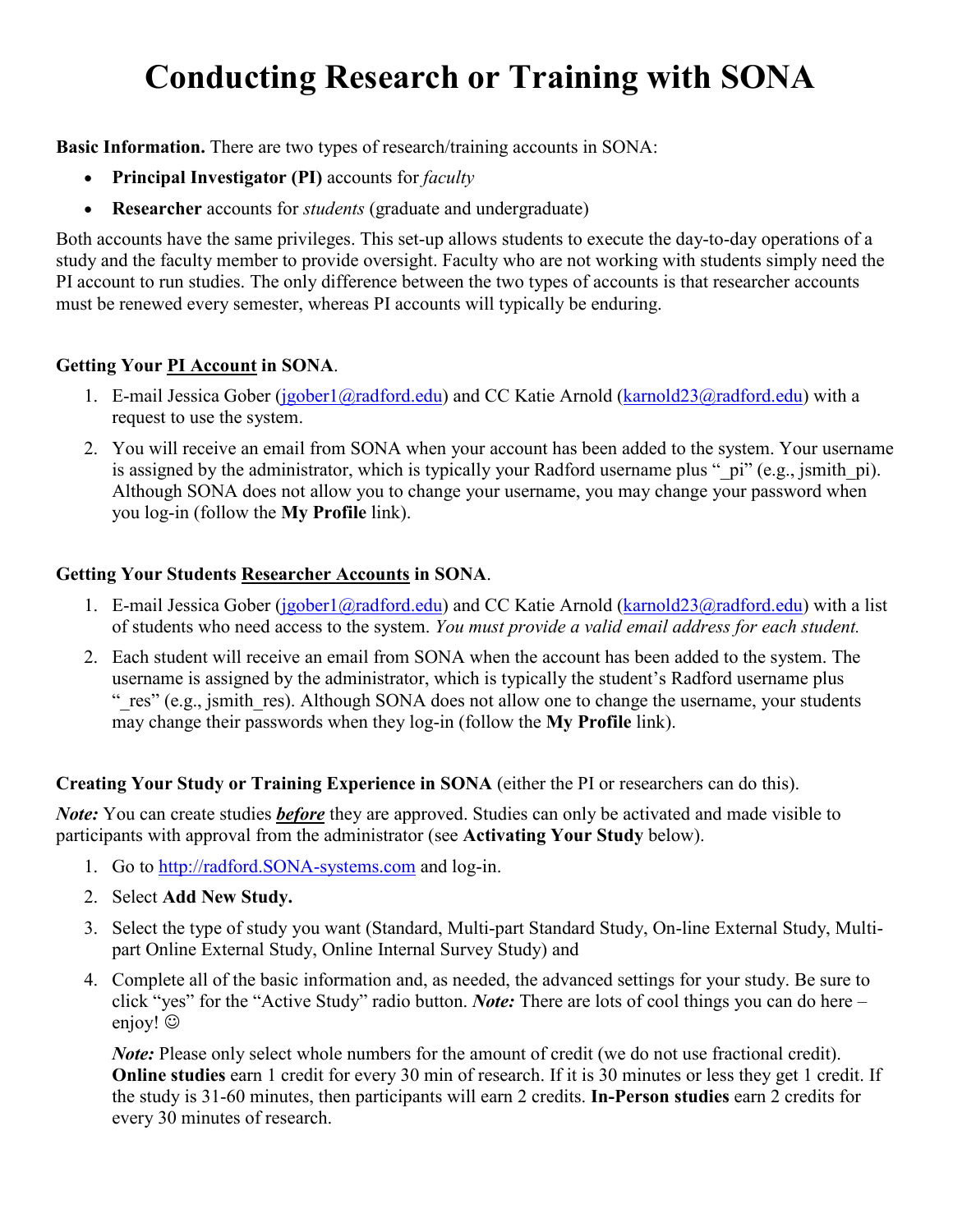# Conducting Research or Training with SONA

**Basic Information.** There are two types of research/training accounts in SONA:

- **Principal Investigator (PI)** accounts for *faculty*
- **Researcher** accounts for *students* (graduate and undergraduate)

Both accounts have the same privileges. This set-up allows students to execute the day-to-day operations of a study and the faculty member to provide oversight. Faculty who are not working with students simply need the PI account to run studies. The only difference between the two types of accounts is that researcher accounts must be renewed every semester, whereas PI accounts will typically be enduring.

**Getting Your <u>PI Account</u> in SONA**.

1. E-mail Jessica Gober (jgober1@radford.edu) and CC Katie Arnold (karnold23@radford.edu) with a request to use the system.
2. You will receive an email from SONA when your account has been added to the system. Your username is assigned by the administrator, which is typically your Radford username plus "_pi" (e.g., jsmith_pi). Although SONA does not allow you to change your username, you may change your password when you log-in (follow the **My Profile** link).

**Getting Your Students <u>Researcher Accounts</u> in SONA**.

1. E-mail Jessica Gober (jgober1@radford.edu) and CC Katie Arnold (karnold23@radford.edu) with a list of students who need access to the system. *You must provide a valid email address for each student.*
2. Each student will receive an email from SONA when the account has been added to the system. The username is assigned by the administrator, which is typically the student's Radford username plus "_res" (e.g., jsmith_res). Although SONA does not allow one to change the username, your students may change their passwords when they log-in (follow the **My Profile** link).

**Creating Your Study or Training Experience in SONA** (either the PI or researchers can do this).

***Note:*** You can create studies ***<u>before</u>*** they are approved. Studies can only be activated and made visible to participants with approval from the administrator (see **Activating Your Study** below).

1. Go to http://radford.SONA-systems.com and log-in.
2. Select **Add New Study.**
3. Select the type of study you want (Standard, Multi-part Standard Study, On-line External Study, Multi-part Online External Study, Online Internal Survey Study) and
4. Complete all of the basic information and, as needed, the advanced settings for your study. Be sure to click "yes" for the "Active Study" radio button. ***Note:*** There are lots of cool things you can do here – enjoy! ☺

   ***Note:*** Please only select whole numbers for the amount of credit (we do not use fractional credit). **Online studies** earn 1 credit for every 30 min of research. If it is 30 minutes or less they get 1 credit. If the study is 31-60 minutes, then participants will earn 2 credits. **In-Person studies** earn 2 credits for every 30 minutes of research.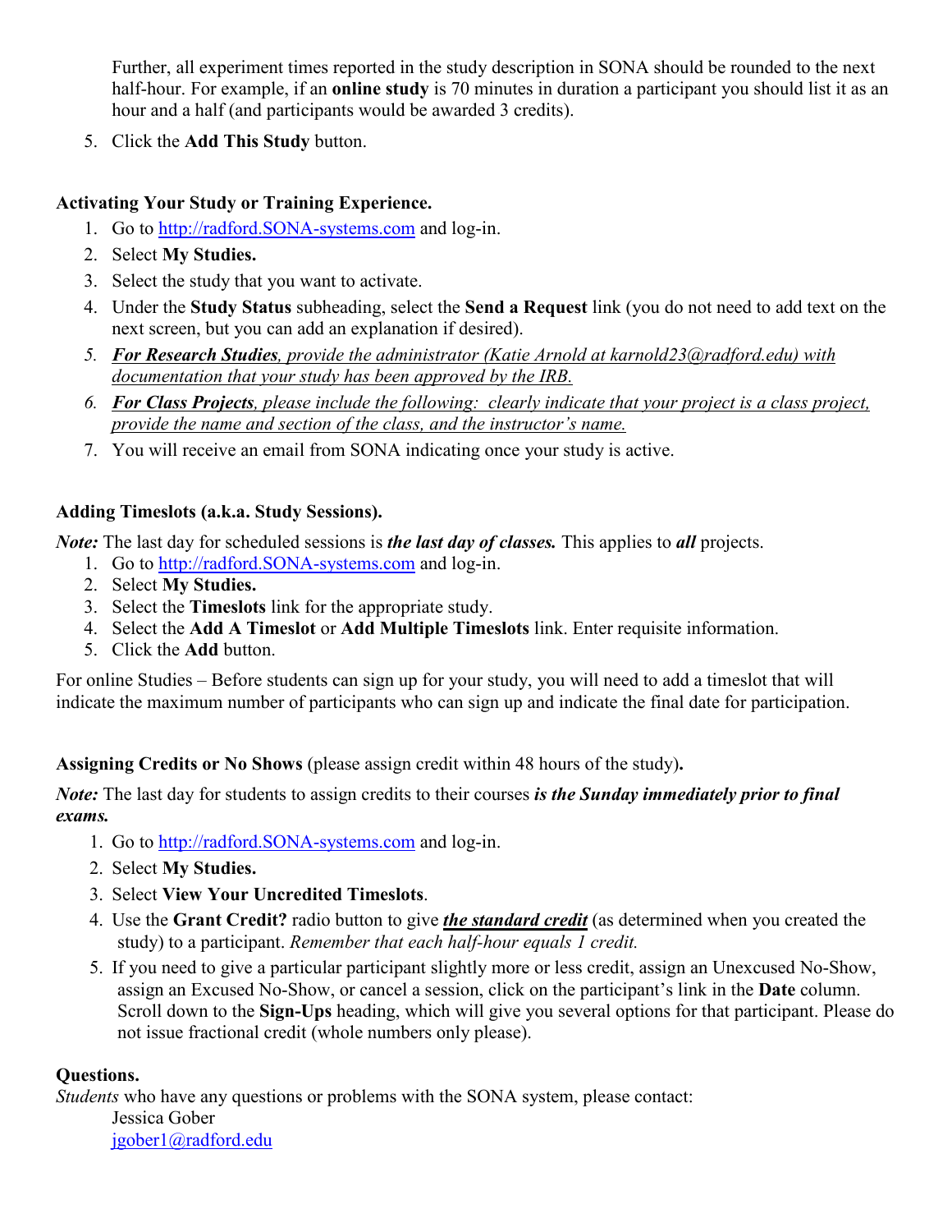Further, all experiment times reported in the study description in SONA should be rounded to the next half-hour. For example, if an **online study** is 70 minutes in duration a participant you should list it as an hour and a half (and participants would be awarded 3 credits).

5. Click the **Add This Study** button.

**Activating Your Study or Training Experience.**

1. Go to http://radford.SONA-systems.com and log-in.
2. Select **My Studies.**
3. Select the study that you want to activate.
4. Under the **Study Status** subheading, select the **Send a Request** link (you do not need to add text on the next screen, but you can add an explanation if desired).
5. ***For Research Studies****, provide the administrator (Katie Arnold at karnold23@radford.edu) with documentation that your study has been approved by the IRB.*
6. ***For Class Projects****, please include the following: clearly indicate that your project is a class project, provide the name and section of the class, and the instructor's name.*
7. You will receive an email from SONA indicating once your study is active.

**Adding Timeslots (a.k.a. Study Sessions).**

***Note:*** The last day for scheduled sessions is ***the last day of classes.*** This applies to ***all*** projects.

1. Go to http://radford.SONA-systems.com and log-in.
2. Select **My Studies.**
3. Select the **Timeslots** link for the appropriate study.
4. Select the **Add A Timeslot** or **Add Multiple Timeslots** link. Enter requisite information.
5. Click the **Add** button.

For online Studies – Before students can sign up for your study, you will need to add a timeslot that will indicate the maximum number of participants who can sign up and indicate the final date for participation.

**Assigning Credits or No Shows** (please assign credit within 48 hours of the study)**.**

***Note:*** The last day for students to assign credits to their courses ***is the Sunday immediately prior to final exams.***

1. Go to http://radford.SONA-systems.com and log-in.
2. Select **My Studies.**
3. Select **View Your Uncredited Timeslots**.
4. Use the **Grant Credit?** radio button to give ***the standard credit*** (as determined when you created the study) to a participant. *Remember that each half-hour equals 1 credit.*
5. If you need to give a particular participant slightly more or less credit, assign an Unexcused No-Show, assign an Excused No-Show, or cancel a session, click on the participant's link in the **Date** column. Scroll down to the **Sign-Ups** heading, which will give you several options for that participant. Please do not issue fractional credit (whole numbers only please).

**Questions.**

*Students* who have any questions or problems with the SONA system, please contact:

Jessica Gober
jgober1@radford.edu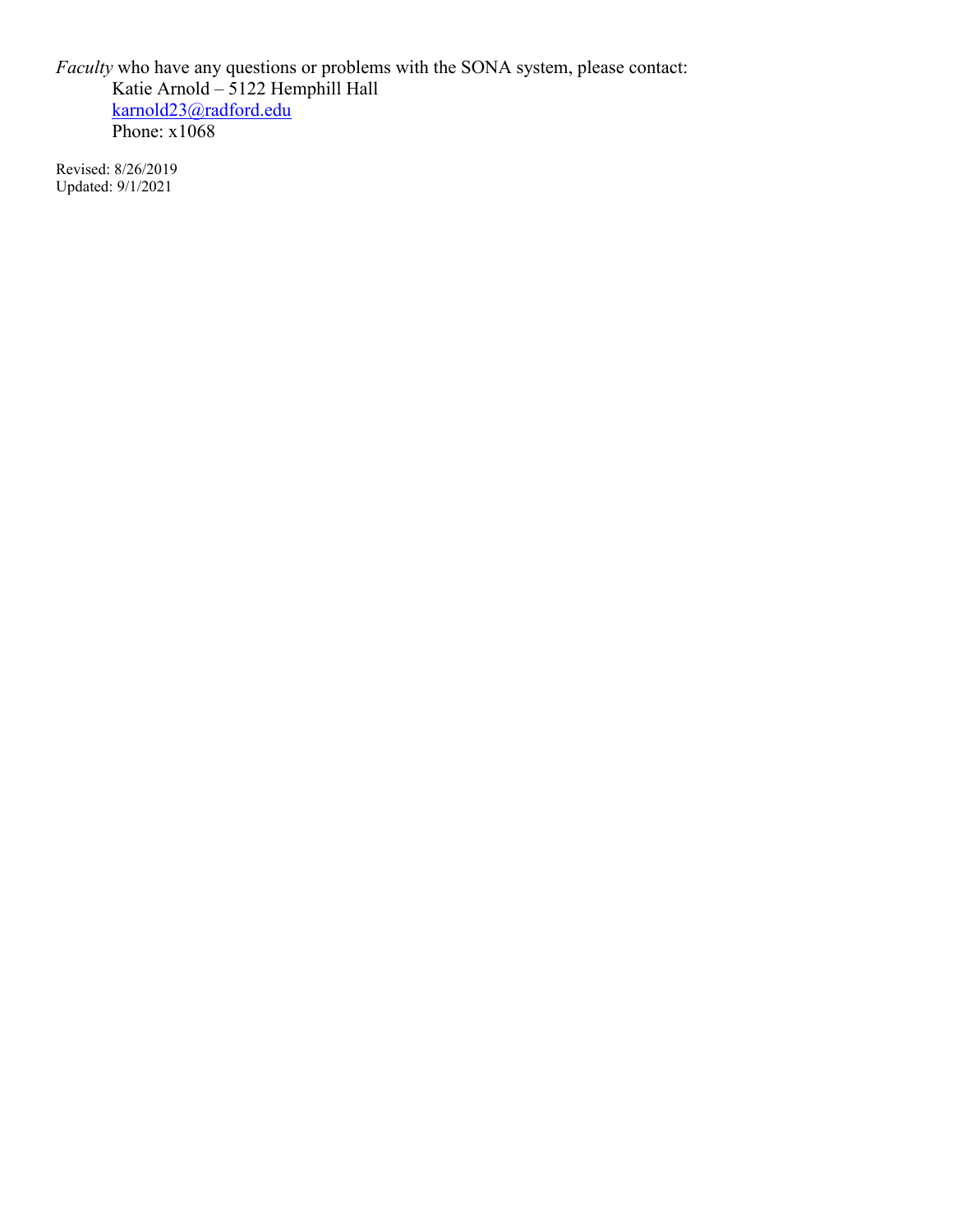*Faculty* who have any questions or problems with the SONA system, please contact:

Katie Arnold – 5122 Hemphill Hall
karnold23@radford.edu
Phone: x1068

Revised: 8/26/2019
Updated: 9/1/2021